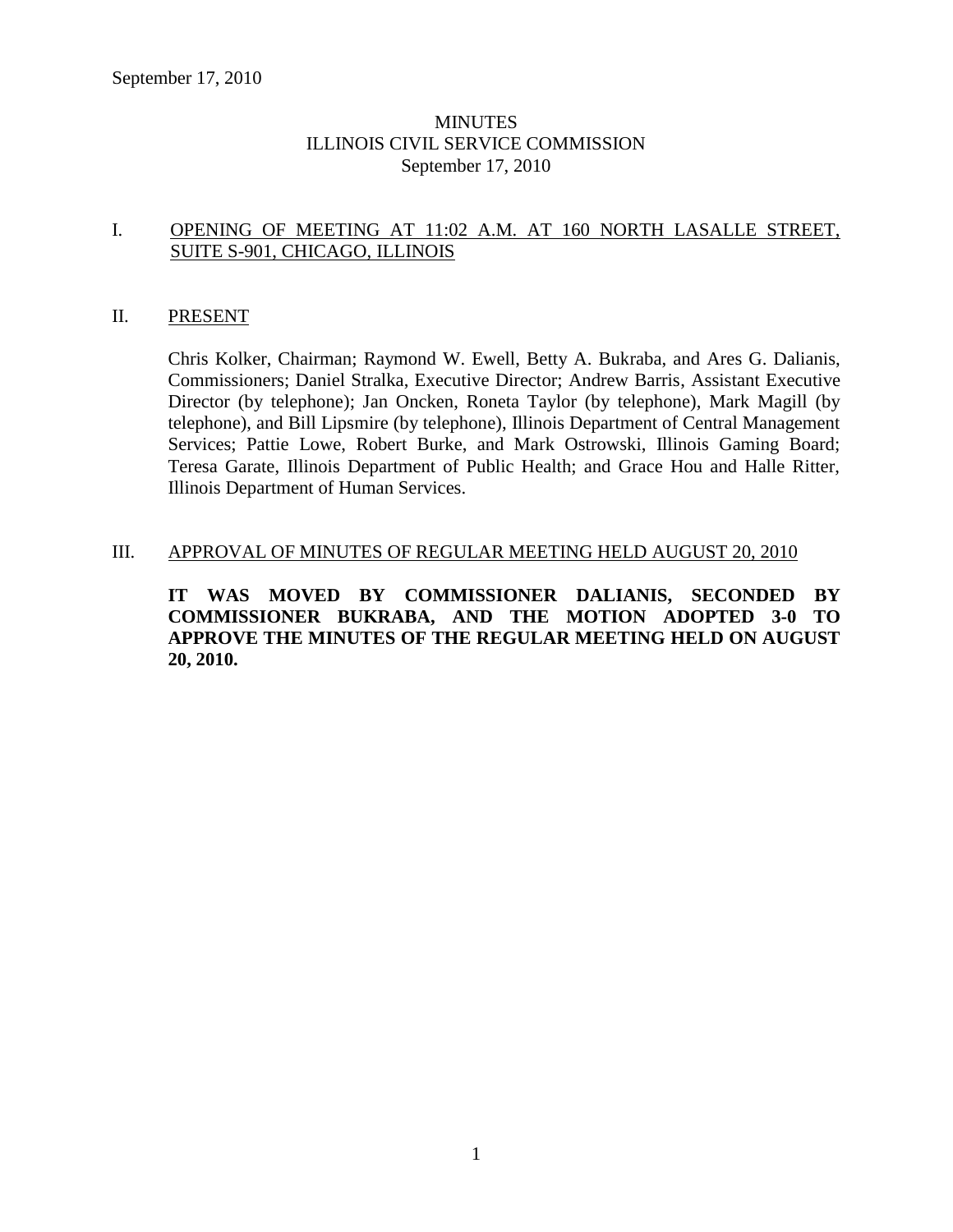September 17, 2010

# MINUTES
# ILLINOIS CIVIL SERVICE COMMISSION
# September 17, 2010

## I. OPENING OF MEETING AT 11:02 A.M. AT 160 NORTH LASALLE STREET, SUITE S-901, CHICAGO, ILLINOIS

## II. PRESENT

Chris Kolker, Chairman; Raymond W. Ewell, Betty A. Bukraba, and Ares G. Dalianis, Commissioners; Daniel Stralka, Executive Director; Andrew Barris, Assistant Executive Director (by telephone); Jan Oncken, Roneta Taylor (by telephone), Mark Magill (by telephone), and Bill Lipsmire (by telephone), Illinois Department of Central Management Services; Pattie Lowe, Robert Burke, and Mark Ostrowski, Illinois Gaming Board; Teresa Garate, Illinois Department of Public Health; and Grace Hou and Halle Ritter, Illinois Department of Human Services.

## III. APPROVAL OF MINUTES OF REGULAR MEETING HELD AUGUST 20, 2010

**IT WAS MOVED BY COMMISSIONER DALIANIS, SECONDED BY COMMISSIONER BUKRABA, AND THE MOTION ADOPTED 3-0 TO APPROVE THE MINUTES OF THE REGULAR MEETING HELD ON AUGUST 20, 2010.**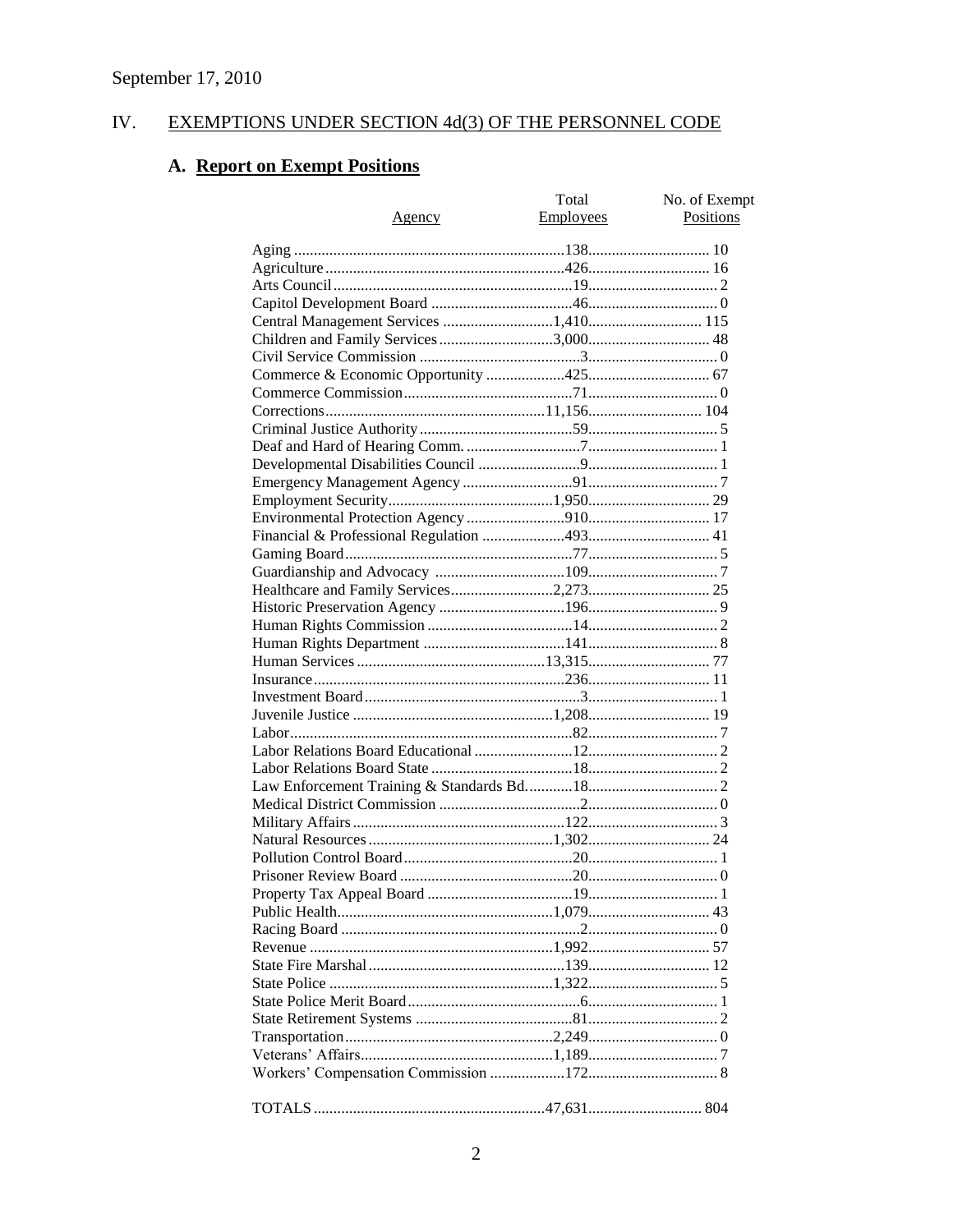September 17, 2010

## IV. EXEMPTIONS UNDER SECTION 4d(3) OF THE PERSONNEL CODE

### A. Report on Exempt Positions

| Agency | Total Employees | No. of Exempt Positions |
|---|---|---|
| Aging | 138 | 10 |
| Agriculture | 426 | 16 |
| Arts Council | 19 | 2 |
| Capitol Development Board | 46 | 0 |
| Central Management Services | 1,410 | 115 |
| Children and Family Services | 3,000 | 48 |
| Civil Service Commission | 3 | 0 |
| Commerce & Economic Opportunity | 425 | 67 |
| Commerce Commission | 71 | 0 |
| Corrections | 11,156 | 104 |
| Criminal Justice Authority | 59 | 5 |
| Deaf and Hard of Hearing Comm. | 7 | 1 |
| Developmental Disabilities Council | 9 | 1 |
| Emergency Management Agency | 91 | 7 |
| Employment Security | 1,950 | 29 |
| Environmental Protection Agency | 910 | 17 |
| Financial & Professional Regulation | 493 | 41 |
| Gaming Board | 77 | 5 |
| Guardianship and Advocacy | 109 | 7 |
| Healthcare and Family Services | 2,273 | 25 |
| Historic Preservation Agency | 196 | 9 |
| Human Rights Commission | 14 | 2 |
| Human Rights Department | 141 | 8 |
| Human Services | 13,315 | 77 |
| Insurance | 236 | 11 |
| Investment Board | 3 | 1 |
| Juvenile Justice | 1,208 | 19 |
| Labor | 82 | 7 |
| Labor Relations Board Educational | 12 | 2 |
| Labor Relations Board State | 18 | 2 |
| Law Enforcement Training & Standards Bd. | 18 | 2 |
| Medical District Commission | 2 | 0 |
| Military Affairs | 122 | 3 |
| Natural Resources | 1,302 | 24 |
| Pollution Control Board | 20 | 1 |
| Prisoner Review Board | 20 | 0 |
| Property Tax Appeal Board | 19 | 1 |
| Public Health | 1,079 | 43 |
| Racing Board | 2 | 0 |
| Revenue | 1,992 | 57 |
| State Fire Marshal | 139 | 12 |
| State Police | 1,322 | 5 |
| State Police Merit Board | 6 | 1 |
| State Retirement Systems | 81 | 2 |
| Transportation | 2,249 | 0 |
| Veterans' Affairs | 1,189 | 7 |
| Workers' Compensation Commission | 172 | 8 |
| TOTALS | 47,631 | 804 |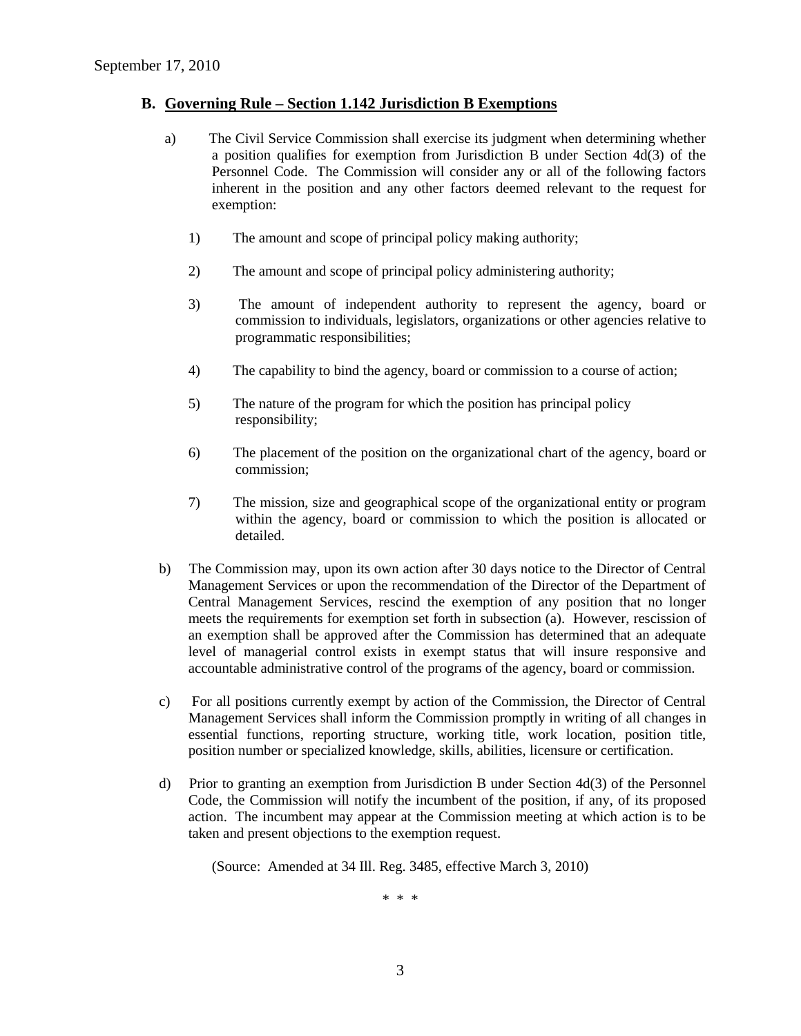## B. Governing Rule – Section 1.142 Jurisdiction B Exemptions

a) The Civil Service Commission shall exercise its judgment when determining whether a position qualifies for exemption from Jurisdiction B under Section 4d(3) of the Personnel Code. The Commission will consider any or all of the following factors inherent in the position and any other factors deemed relevant to the request for exemption:

1) The amount and scope of principal policy making authority;

2) The amount and scope of principal policy administering authority;

3) The amount of independent authority to represent the agency, board or commission to individuals, legislators, organizations or other agencies relative to programmatic responsibilities;

4) The capability to bind the agency, board or commission to a course of action;

5) The nature of the program for which the position has principal policy responsibility;

6) The placement of the position on the organizational chart of the agency, board or commission;

7) The mission, size and geographical scope of the organizational entity or program within the agency, board or commission to which the position is allocated or detailed.

b) The Commission may, upon its own action after 30 days notice to the Director of Central Management Services or upon the recommendation of the Director of the Department of Central Management Services, rescind the exemption of any position that no longer meets the requirements for exemption set forth in subsection (a). However, rescission of an exemption shall be approved after the Commission has determined that an adequate level of managerial control exists in exempt status that will insure responsive and accountable administrative control of the programs of the agency, board or commission.

c) For all positions currently exempt by action of the Commission, the Director of Central Management Services shall inform the Commission promptly in writing of all changes in essential functions, reporting structure, working title, work location, position title, position number or specialized knowledge, skills, abilities, licensure or certification.

d) Prior to granting an exemption from Jurisdiction B under Section 4d(3) of the Personnel Code, the Commission will notify the incumbent of the position, if any, of its proposed action. The incumbent may appear at the Commission meeting at which action is to be taken and present objections to the exemption request.

(Source: Amended at 34 Ill. Reg. 3485, effective March 3, 2010)

\* \* \*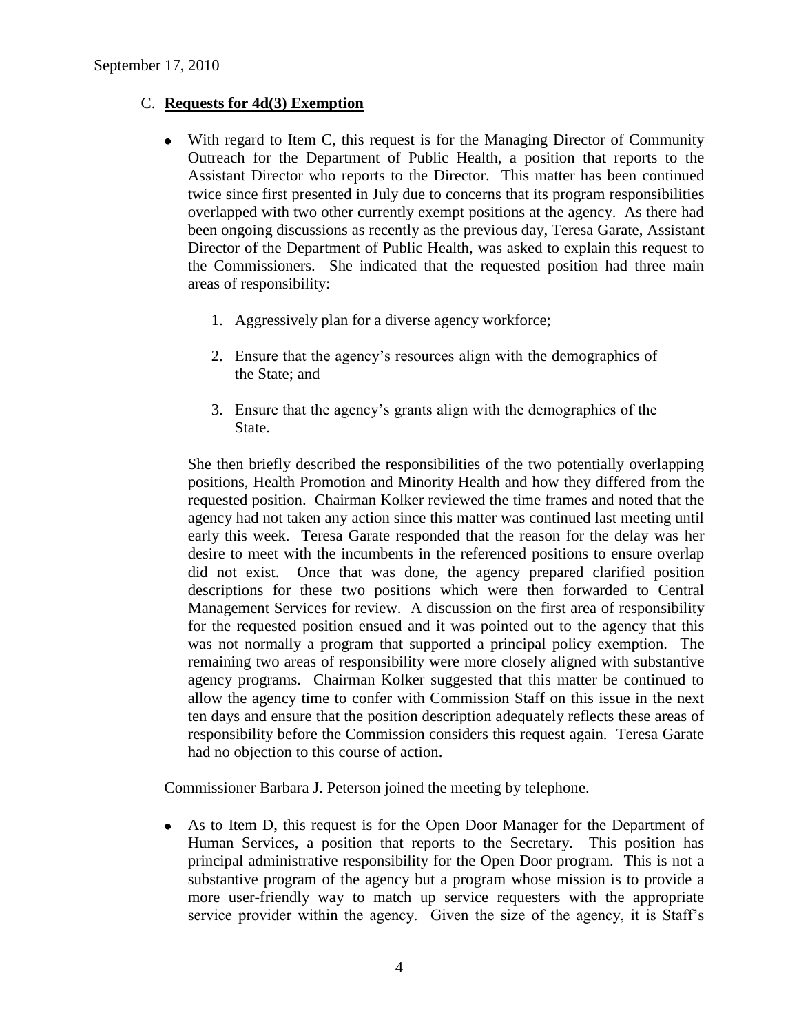## C. **Requests for 4d(3) Exemption**

- With regard to Item C, this request is for the Managing Director of Community Outreach for the Department of Public Health, a position that reports to the Assistant Director who reports to the Director. This matter has been continued twice since first presented in July due to concerns that its program responsibilities overlapped with two other currently exempt positions at the agency. As there had been ongoing discussions as recently as the previous day, Teresa Garate, Assistant Director of the Department of Public Health, was asked to explain this request to the Commissioners. She indicated that the requested position had three main areas of responsibility:

    1. Aggressively plan for a diverse agency workforce;

    2. Ensure that the agency's resources align with the demographics of the State; and

    3. Ensure that the agency's grants align with the demographics of the State.

  She then briefly described the responsibilities of the two potentially overlapping positions, Health Promotion and Minority Health and how they differed from the requested position. Chairman Kolker reviewed the time frames and noted that the agency had not taken any action since this matter was continued last meeting until early this week. Teresa Garate responded that the reason for the delay was her desire to meet with the incumbents in the referenced positions to ensure overlap did not exist. Once that was done, the agency prepared clarified position descriptions for these two positions which were then forwarded to Central Management Services for review. A discussion on the first area of responsibility for the requested position ensued and it was pointed out to the agency that this was not normally a program that supported a principal policy exemption. The remaining two areas of responsibility were more closely aligned with substantive agency programs. Chairman Kolker suggested that this matter be continued to allow the agency time to confer with Commission Staff on this issue in the next ten days and ensure that the position description adequately reflects these areas of responsibility before the Commission considers this request again. Teresa Garate had no objection to this course of action.

Commissioner Barbara J. Peterson joined the meeting by telephone.

- As to Item D, this request is for the Open Door Manager for the Department of Human Services, a position that reports to the Secretary. This position has principal administrative responsibility for the Open Door program. This is not a substantive program of the agency but a program whose mission is to provide a more user-friendly way to match up service requesters with the appropriate service provider within the agency. Given the size of the agency, it is Staff's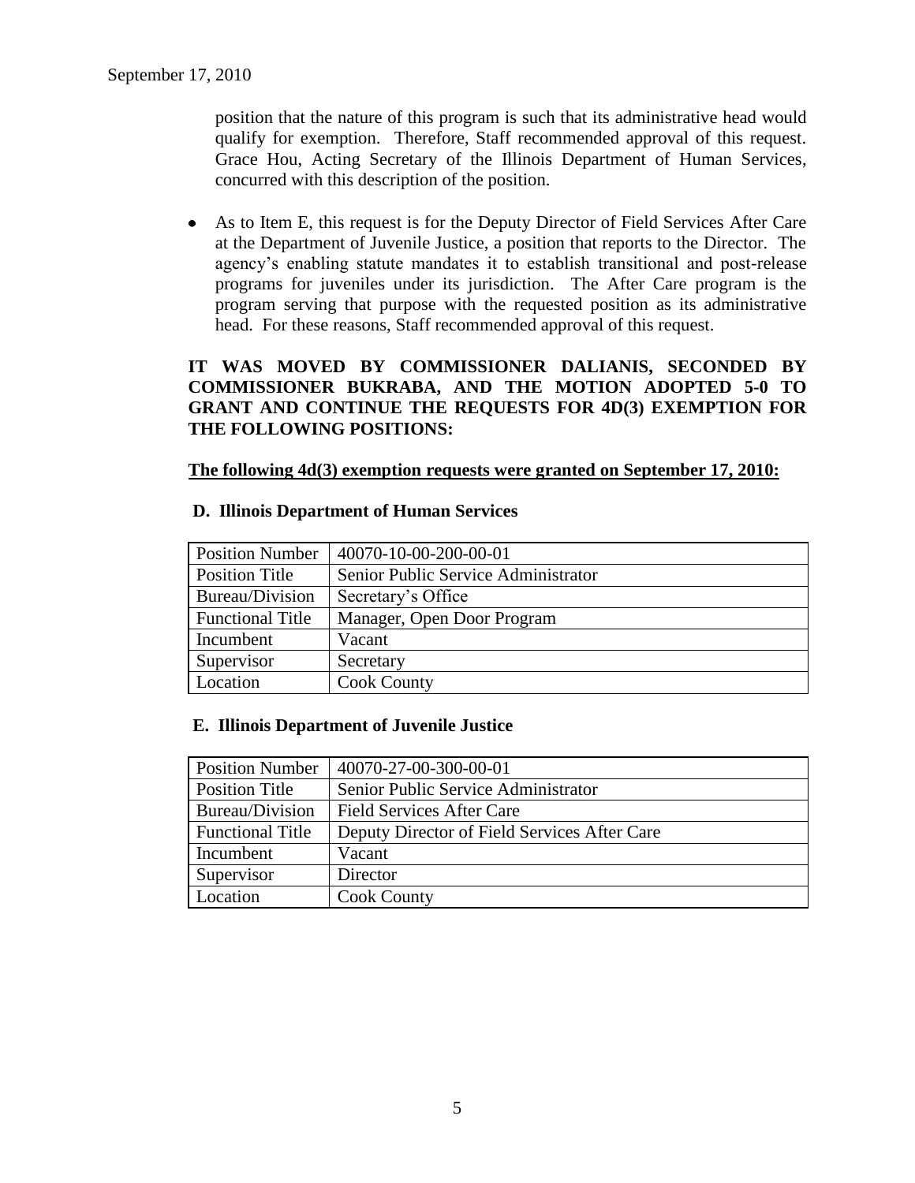position that the nature of this program is such that its administrative head would qualify for exemption. Therefore, Staff recommended approval of this request. Grace Hou, Acting Secretary of the Illinois Department of Human Services, concurred with this description of the position.

- As to Item E, this request is for the Deputy Director of Field Services After Care at the Department of Juvenile Justice, a position that reports to the Director. The agency's enabling statute mandates it to establish transitional and post-release programs for juveniles under its jurisdiction. The After Care program is the program serving that purpose with the requested position as its administrative head. For these reasons, Staff recommended approval of this request.

**IT WAS MOVED BY COMMISSIONER DALIANIS, SECONDED BY COMMISSIONER BUKRABA, AND THE MOTION ADOPTED 5-0 TO GRANT AND CONTINUE THE REQUESTS FOR 4D(3) EXEMPTION FOR THE FOLLOWING POSITIONS:**

**<u>The following 4d(3) exemption requests were granted on September 17, 2010:</u>**

**D. Illinois Department of Human Services**

| Position Number | 40070-10-00-200-00-01 |
|---|---|
| Position Title | Senior Public Service Administrator |
| Bureau/Division | Secretary's Office |
| Functional Title | Manager, Open Door Program |
| Incumbent | Vacant |
| Supervisor | Secretary |
| Location | Cook County |

**E. Illinois Department of Juvenile Justice**

| Position Number | 40070-27-00-300-00-01 |
|---|---|
| Position Title | Senior Public Service Administrator |
| Bureau/Division | Field Services After Care |
| Functional Title | Deputy Director of Field Services After Care |
| Incumbent | Vacant |
| Supervisor | Director |
| Location | Cook County |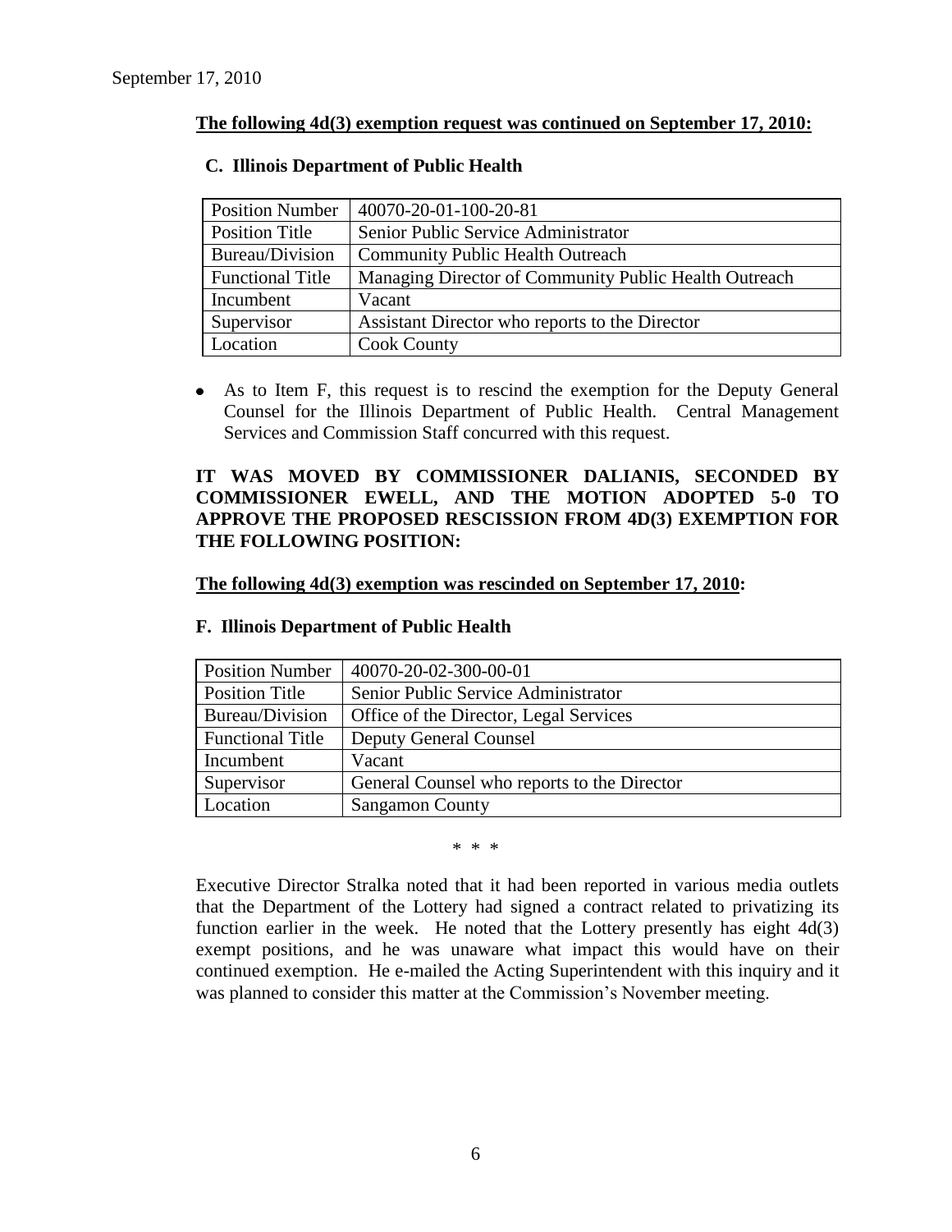September 17, 2010

**The following 4d(3) exemption request was continued on September 17, 2010:**

**C. Illinois Department of Public Health**

| Position Number | 40070-20-01-100-20-81 |
|---|---|
| Position Title | Senior Public Service Administrator |
| Bureau/Division | Community Public Health Outreach |
| Functional Title | Managing Director of Community Public Health Outreach |
| Incumbent | Vacant |
| Supervisor | Assistant Director who reports to the Director |
| Location | Cook County |

- As to Item F, this request is to rescind the exemption for the Deputy General Counsel for the Illinois Department of Public Health. Central Management Services and Commission Staff concurred with this request.

**IT WAS MOVED BY COMMISSIONER DALIANIS, SECONDED BY COMMISSIONER EWELL, AND THE MOTION ADOPTED 5-0 TO APPROVE THE PROPOSED RESCISSION FROM 4D(3) EXEMPTION FOR THE FOLLOWING POSITION:**

**The following 4d(3) exemption was rescinded on September 17, 2010:**

**F. Illinois Department of Public Health**

| Position Number | 40070-20-02-300-00-01 |
|---|---|
| Position Title | Senior Public Service Administrator |
| Bureau/Division | Office of the Director, Legal Services |
| Functional Title | Deputy General Counsel |
| Incumbent | Vacant |
| Supervisor | General Counsel who reports to the Director |
| Location | Sangamon County |

\* \* \*

Executive Director Stralka noted that it had been reported in various media outlets that the Department of the Lottery had signed a contract related to privatizing its function earlier in the week. He noted that the Lottery presently has eight 4d(3) exempt positions, and he was unaware what impact this would have on their continued exemption. He e-mailed the Acting Superintendent with this inquiry and it was planned to consider this matter at the Commission's November meeting.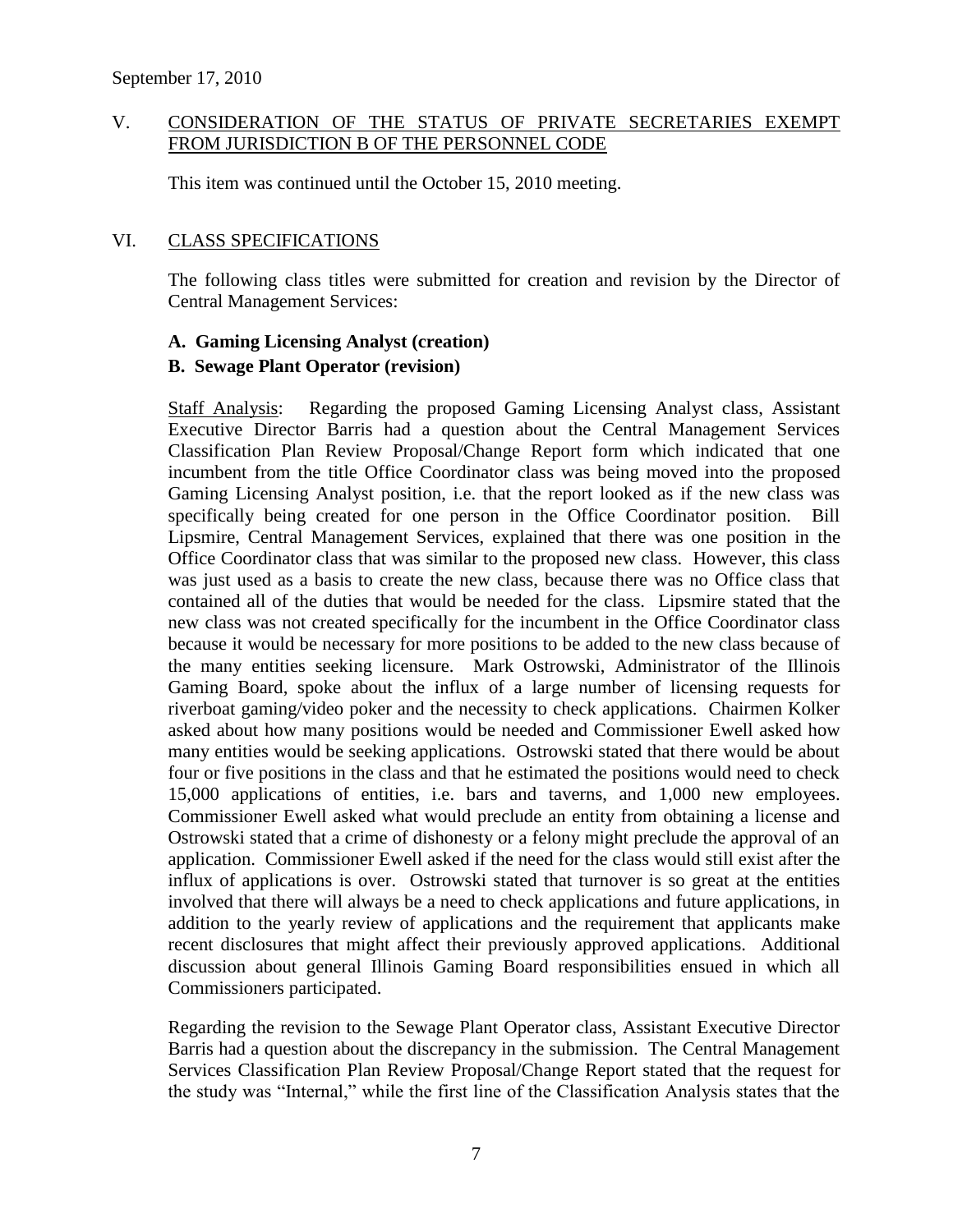September 17, 2010

## V. CONSIDERATION OF THE STATUS OF PRIVATE SECRETARIES EXEMPT FROM JURISDICTION B OF THE PERSONNEL CODE

This item was continued until the October 15, 2010 meeting.

## VI. CLASS SPECIFICATIONS

The following class titles were submitted for creation and revision by the Director of Central Management Services:

**A. Gaming Licensing Analyst (creation)**

**B. Sewage Plant Operator (revision)**

Staff Analysis: Regarding the proposed Gaming Licensing Analyst class, Assistant Executive Director Barris had a question about the Central Management Services Classification Plan Review Proposal/Change Report form which indicated that one incumbent from the title Office Coordinator class was being moved into the proposed Gaming Licensing Analyst position, i.e. that the report looked as if the new class was specifically being created for one person in the Office Coordinator position. Bill Lipsmire, Central Management Services, explained that there was one position in the Office Coordinator class that was similar to the proposed new class. However, this class was just used as a basis to create the new class, because there was no Office class that contained all of the duties that would be needed for the class. Lipsmire stated that the new class was not created specifically for the incumbent in the Office Coordinator class because it would be necessary for more positions to be added to the new class because of the many entities seeking licensure. Mark Ostrowski, Administrator of the Illinois Gaming Board, spoke about the influx of a large number of licensing requests for riverboat gaming/video poker and the necessity to check applications. Chairmen Kolker asked about how many positions would be needed and Commissioner Ewell asked how many entities would be seeking applications. Ostrowski stated that there would be about four or five positions in the class and that he estimated the positions would need to check 15,000 applications of entities, i.e. bars and taverns, and 1,000 new employees. Commissioner Ewell asked what would preclude an entity from obtaining a license and Ostrowski stated that a crime of dishonesty or a felony might preclude the approval of an application. Commissioner Ewell asked if the need for the class would still exist after the influx of applications is over. Ostrowski stated that turnover is so great at the entities involved that there will always be a need to check applications and future applications, in addition to the yearly review of applications and the requirement that applicants make recent disclosures that might affect their previously approved applications. Additional discussion about general Illinois Gaming Board responsibilities ensued in which all Commissioners participated.

Regarding the revision to the Sewage Plant Operator class, Assistant Executive Director Barris had a question about the discrepancy in the submission. The Central Management Services Classification Plan Review Proposal/Change Report stated that the request for the study was "Internal," while the first line of the Classification Analysis states that the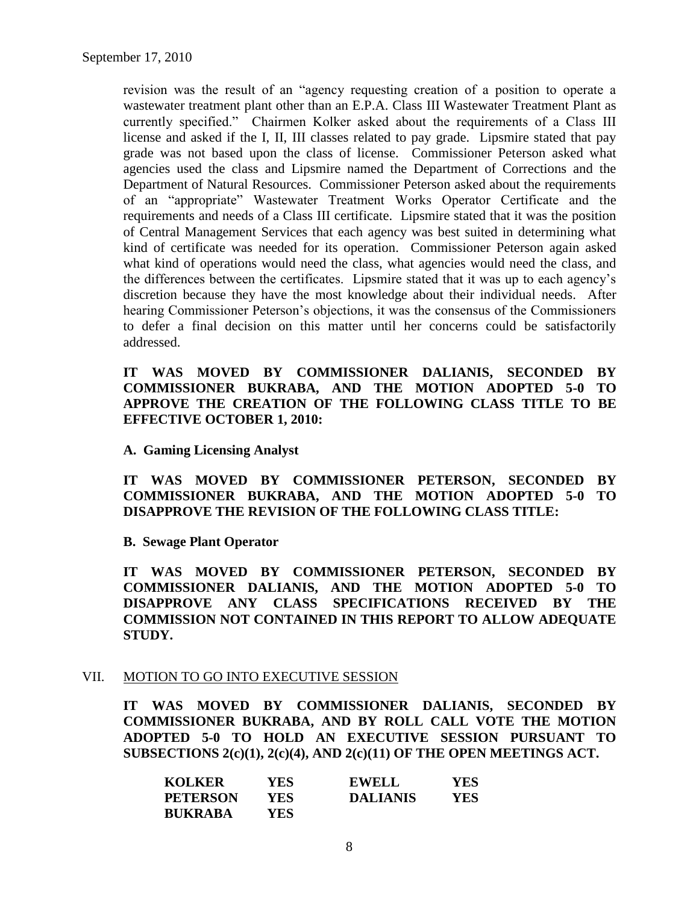revision was the result of an "agency requesting creation of a position to operate a wastewater treatment plant other than an E.P.A. Class III Wastewater Treatment Plant as currently specified." Chairmen Kolker asked about the requirements of a Class III license and asked if the I, II, III classes related to pay grade. Lipsmire stated that pay grade was not based upon the class of license. Commissioner Peterson asked what agencies used the class and Lipsmire named the Department of Corrections and the Department of Natural Resources. Commissioner Peterson asked about the requirements of an "appropriate" Wastewater Treatment Works Operator Certificate and the requirements and needs of a Class III certificate. Lipsmire stated that it was the position of Central Management Services that each agency was best suited in determining what kind of certificate was needed for its operation. Commissioner Peterson again asked what kind of operations would need the class, what agencies would need the class, and the differences between the certificates. Lipsmire stated that it was up to each agency's discretion because they have the most knowledge about their individual needs. After hearing Commissioner Peterson's objections, it was the consensus of the Commissioners to defer a final decision on this matter until her concerns could be satisfactorily addressed.

**IT WAS MOVED BY COMMISSIONER DALIANIS, SECONDED BY COMMISSIONER BUKRABA, AND THE MOTION ADOPTED 5-0 TO APPROVE THE CREATION OF THE FOLLOWING CLASS TITLE TO BE EFFECTIVE OCTOBER 1, 2010:**

**A. Gaming Licensing Analyst**

**IT WAS MOVED BY COMMISSIONER PETERSON, SECONDED BY COMMISSIONER BUKRABA, AND THE MOTION ADOPTED 5-0 TO DISAPPROVE THE REVISION OF THE FOLLOWING CLASS TITLE:**

**B. Sewage Plant Operator**

**IT WAS MOVED BY COMMISSIONER PETERSON, SECONDED BY COMMISSIONER DALIANIS, AND THE MOTION ADOPTED 5-0 TO DISAPPROVE ANY CLASS SPECIFICATIONS RECEIVED BY THE COMMISSION NOT CONTAINED IN THIS REPORT TO ALLOW ADEQUATE STUDY.**

## VII. MOTION TO GO INTO EXECUTIVE SESSION

**IT WAS MOVED BY COMMISSIONER DALIANIS, SECONDED BY COMMISSIONER BUKRABA, AND BY ROLL CALL VOTE THE MOTION ADOPTED 5-0 TO HOLD AN EXECUTIVE SESSION PURSUANT TO SUBSECTIONS 2(c)(1), 2(c)(4), AND 2(c)(11) OF THE OPEN MEETINGS ACT.**

| | | | |
|---|---|---|---|
| **KOLKER** | **YES** | **EWELL** | **YES** |
| **PETERSON** | **YES** | **DALIANIS** | **YES** |
| **BUKRABA** | **YES** | | |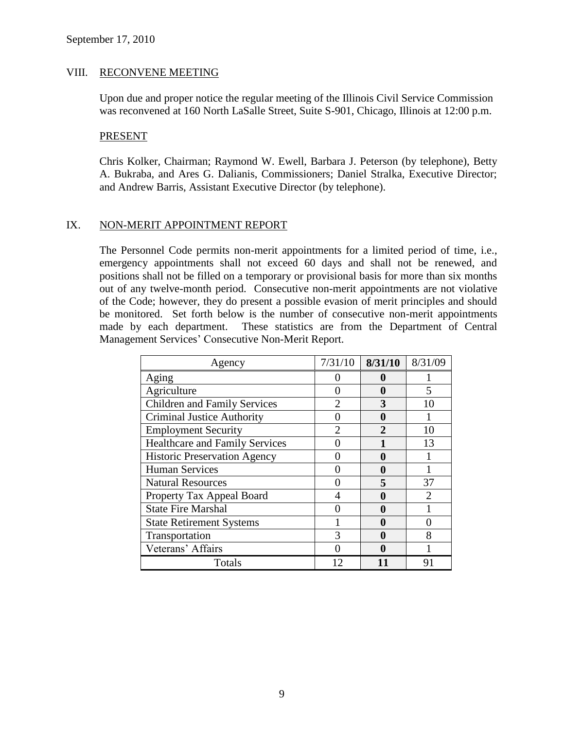September 17, 2010

## VIII. RECONVENE MEETING

Upon due and proper notice the regular meeting of the Illinois Civil Service Commission was reconvened at 160 North LaSalle Street, Suite S-901, Chicago, Illinois at 12:00 p.m.

### PRESENT

Chris Kolker, Chairman; Raymond W. Ewell, Barbara J. Peterson (by telephone), Betty A. Bukraba, and Ares G. Dalianis, Commissioners; Daniel Stralka, Executive Director; and Andrew Barris, Assistant Executive Director (by telephone).

## IX. NON-MERIT APPOINTMENT REPORT

The Personnel Code permits non-merit appointments for a limited period of time, i.e., emergency appointments shall not exceed 60 days and shall not be renewed, and positions shall not be filled on a temporary or provisional basis for more than six months out of any twelve-month period. Consecutive non-merit appointments are not violative of the Code; however, they do present a possible evasion of merit principles and should be monitored. Set forth below is the number of consecutive non-merit appointments made by each department. These statistics are from the Department of Central Management Services' Consecutive Non-Merit Report.

| Agency | 7/31/10 | **8/31/10** | 8/31/09 |
|---|---|---|---|
| Aging | 0 | **0** | 1 |
| Agriculture | 0 | **0** | 5 |
| Children and Family Services | 2 | **3** | 10 |
| Criminal Justice Authority | 0 | **0** | 1 |
| Employment Security | 2 | **2** | 10 |
| Healthcare and Family Services | 0 | **1** | 13 |
| Historic Preservation Agency | 0 | **0** | 1 |
| Human Services | 0 | **0** | 1 |
| Natural Resources | 0 | **5** | 37 |
| Property Tax Appeal Board | 4 | **0** | 2 |
| State Fire Marshal | 0 | **0** | 1 |
| State Retirement Systems | 1 | **0** | 0 |
| Transportation | 3 | **0** | 8 |
| Veterans' Affairs | 0 | **0** | 1 |
| Totals | 12 | **11** | 91 |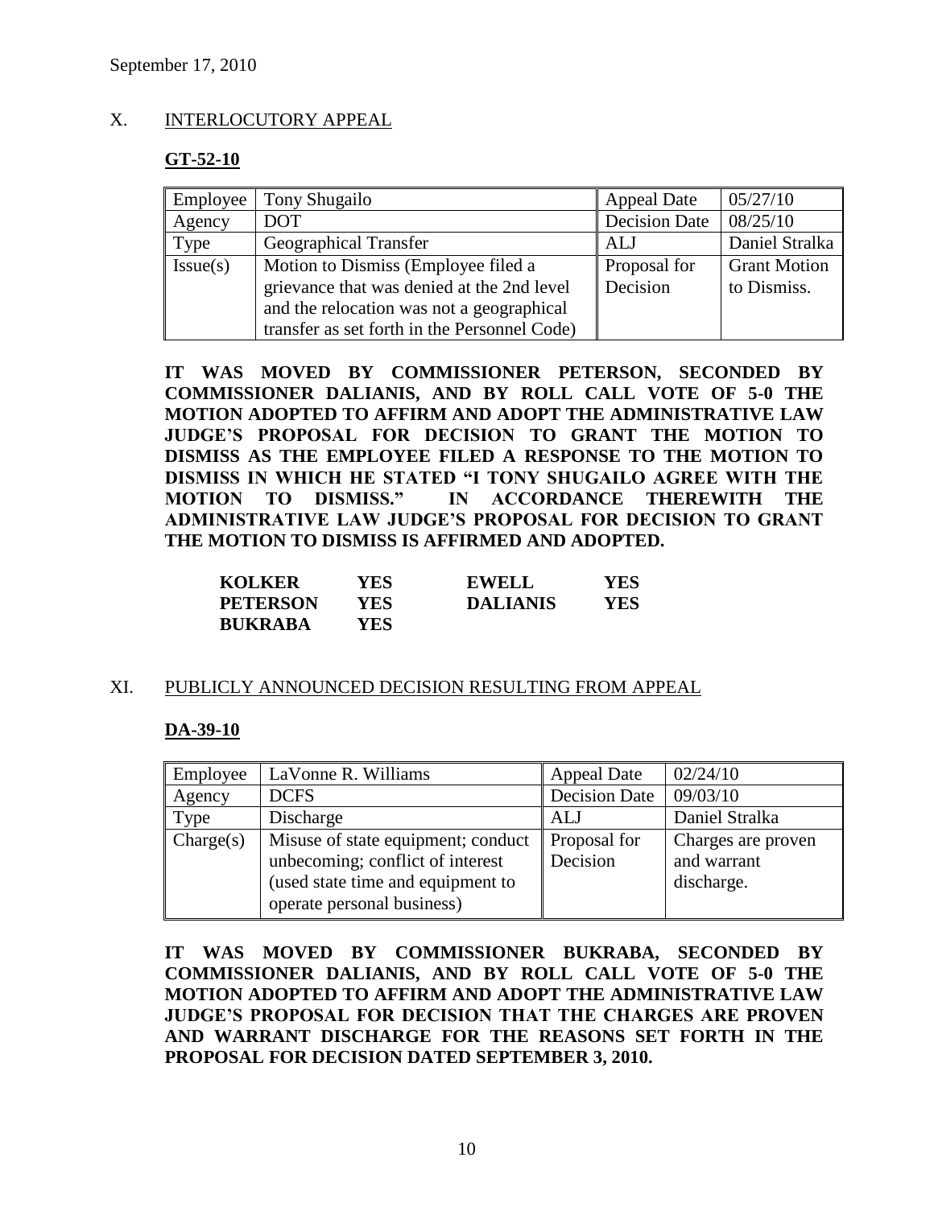September 17, 2010

## X. INTERLOCUTORY APPEAL

### GT-52-10

| Employee | Tony Shugailo | Appeal Date | 05/27/10 |
|---|---|---|---|
| Agency | DOT | Decision Date | 08/25/10 |
| Type | Geographical Transfer | ALJ | Daniel Stralka |
| Issue(s) | Motion to Dismiss (Employee filed a grievance that was denied at the 2nd level and the relocation was not a geographical transfer as set forth in the Personnel Code) | Proposal for Decision | Grant Motion to Dismiss. |

**IT WAS MOVED BY COMMISSIONER PETERSON, SECONDED BY COMMISSIONER DALIANIS, AND BY ROLL CALL VOTE OF 5-0 THE MOTION ADOPTED TO AFFIRM AND ADOPT THE ADMINISTRATIVE LAW JUDGE'S PROPOSAL FOR DECISION TO GRANT THE MOTION TO DISMISS AS THE EMPLOYEE FILED A RESPONSE TO THE MOTION TO DISMISS IN WHICH HE STATED "I TONY SHUGAILO AGREE WITH THE MOTION TO DISMISS." IN ACCORDANCE THEREWITH THE ADMINISTRATIVE LAW JUDGE'S PROPOSAL FOR DECISION TO GRANT THE MOTION TO DISMISS IS AFFIRMED AND ADOPTED.**

| | | | |
|---|---|---|---|
| **KOLKER** | **YES** | **EWELL** | **YES** |
| **PETERSON** | **YES** | **DALIANIS** | **YES** |
| **BUKRABA** | **YES** | | |

## XI. PUBLICLY ANNOUNCED DECISION RESULTING FROM APPEAL

### DA-39-10

| Employee | LaVonne R. Williams | Appeal Date | 02/24/10 |
|---|---|---|---|
| Agency | DCFS | Decision Date | 09/03/10 |
| Type | Discharge | ALJ | Daniel Stralka |
| Charge(s) | Misuse of state equipment; conduct unbecoming; conflict of interest (used state time and equipment to operate personal business) | Proposal for Decision | Charges are proven and warrant discharge. |

**IT WAS MOVED BY COMMISSIONER BUKRABA, SECONDED BY COMMISSIONER DALIANIS, AND BY ROLL CALL VOTE OF 5-0 THE MOTION ADOPTED TO AFFIRM AND ADOPT THE ADMINISTRATIVE LAW JUDGE'S PROPOSAL FOR DECISION THAT THE CHARGES ARE PROVEN AND WARRANT DISCHARGE FOR THE REASONS SET FORTH IN THE PROPOSAL FOR DECISION DATED SEPTEMBER 3, 2010.**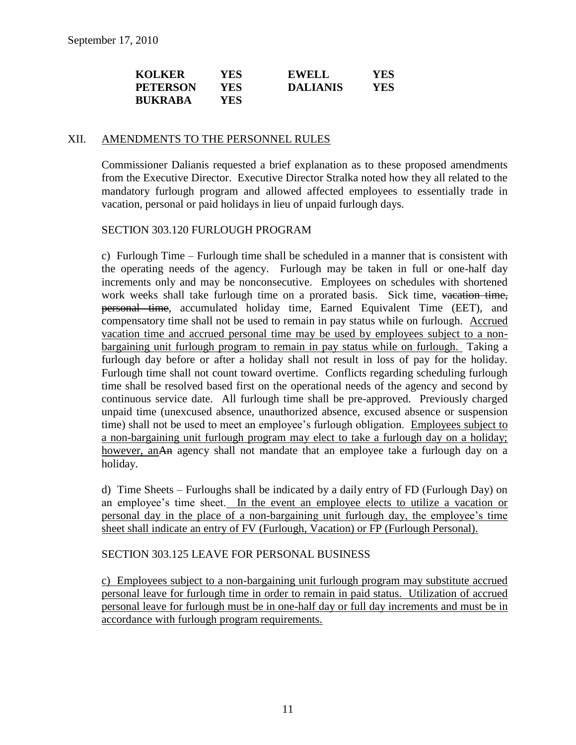| KOLKER | YES | EWELL | YES |
|---|---|---|---|
| PETERSON | YES | DALIANIS | YES |
| BUKRABA | YES | | |

## XII. AMENDMENTS TO THE PERSONNEL RULES

Commissioner Dalianis requested a brief explanation as to these proposed amendments from the Executive Director. Executive Director Stralka noted how they all related to the mandatory furlough program and allowed affected employees to essentially trade in vacation, personal or paid holidays in lieu of unpaid furlough days.

SECTION 303.120 FURLOUGH PROGRAM

c) Furlough Time – Furlough time shall be scheduled in a manner that is consistent with the operating needs of the agency. Furlough may be taken in full or one-half day increments only and may be nonconsecutive. Employees on schedules with shortened work weeks shall take furlough time on a prorated basis. Sick time, ~~vacation time, personal time~~, accumulated holiday time, Earned Equivalent Time (EET), and compensatory time shall not be used to remain in pay status while on furlough. <u>Accrued vacation time and accrued personal time may be used by employees subject to a non-bargaining unit furlough program to remain in pay status while on furlough.</u> Taking a furlough day before or after a holiday shall not result in loss of pay for the holiday. Furlough time shall not count toward overtime. Conflicts regarding scheduling furlough time shall be resolved based first on the operational needs of the agency and second by continuous service date. All furlough time shall be pre-approved. Previously charged unpaid time (unexcused absence, unauthorized absence, excused absence or suspension time) shall not be used to meet an employee's furlough obligation. <u>Employees subject to a non-bargaining unit furlough program may elect to take a furlough day on a holiday; however, an</u>~~An~~ agency shall not mandate that an employee take a furlough day on a holiday.

d) Time Sheets – Furloughs shall be indicated by a daily entry of FD (Furlough Day) on an employee's time sheet. <u>In the event an employee elects to utilize a vacation or personal day in the place of a non-bargaining unit furlough day, the employee's time sheet shall indicate an entry of FV (Furlough, Vacation) or FP (Furlough Personal).</u>

SECTION 303.125 LEAVE FOR PERSONAL BUSINESS

<u>c) Employees subject to a non-bargaining unit furlough program may substitute accrued personal leave for furlough time in order to remain in paid status. Utilization of accrued personal leave for furlough must be in one-half day or full day increments and must be in accordance with furlough program requirements.</u>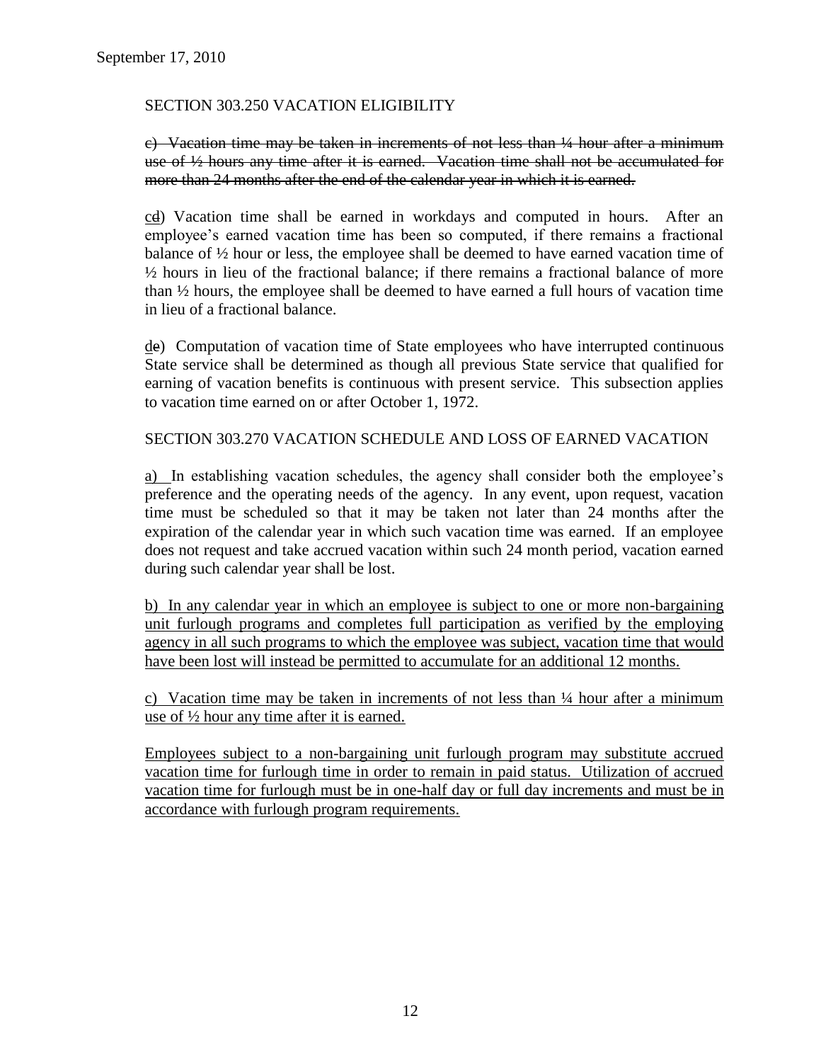September 17, 2010

SECTION 303.250 VACATION ELIGIBILITY

~~c) Vacation time may be taken in increments of not less than ¼ hour after a minimum use of ½ hours any time after it is earned. Vacation time shall not be accumulated for more than 24 months after the end of the calendar year in which it is earned.~~

<u>c</u>~~d~~) Vacation time shall be earned in workdays and computed in hours. After an employee's earned vacation time has been so computed, if there remains a fractional balance of ½ hour or less, the employee shall be deemed to have earned vacation time of ½ hours in lieu of the fractional balance; if there remains a fractional balance of more than ½ hours, the employee shall be deemed to have earned a full hours of vacation time in lieu of a fractional balance.

<u>d</u>~~e~~) Computation of vacation time of State employees who have interrupted continuous State service shall be determined as though all previous State service that qualified for earning of vacation benefits is continuous with present service. This subsection applies to vacation time earned on or after October 1, 1972.

SECTION 303.270 VACATION SCHEDULE AND LOSS OF EARNED VACATION

<u>a)</u> In establishing vacation schedules, the agency shall consider both the employee's preference and the operating needs of the agency. In any event, upon request, vacation time must be scheduled so that it may be taken not later than 24 months after the expiration of the calendar year in which such vacation time was earned. If an employee does not request and take accrued vacation within such 24 month period, vacation earned during such calendar year shall be lost.

<u>b) In any calendar year in which an employee is subject to one or more non-bargaining unit furlough programs and completes full participation as verified by the employing agency in all such programs to which the employee was subject, vacation time that would have been lost will instead be permitted to accumulate for an additional 12 months.</u>

<u>c) Vacation time may be taken in increments of not less than ¼ hour after a minimum use of ½ hour any time after it is earned.</u>

<u>Employees subject to a non-bargaining unit furlough program may substitute accrued vacation time for furlough time in order to remain in paid status. Utilization of accrued vacation time for furlough must be in one-half day or full day increments and must be in accordance with furlough program requirements.</u>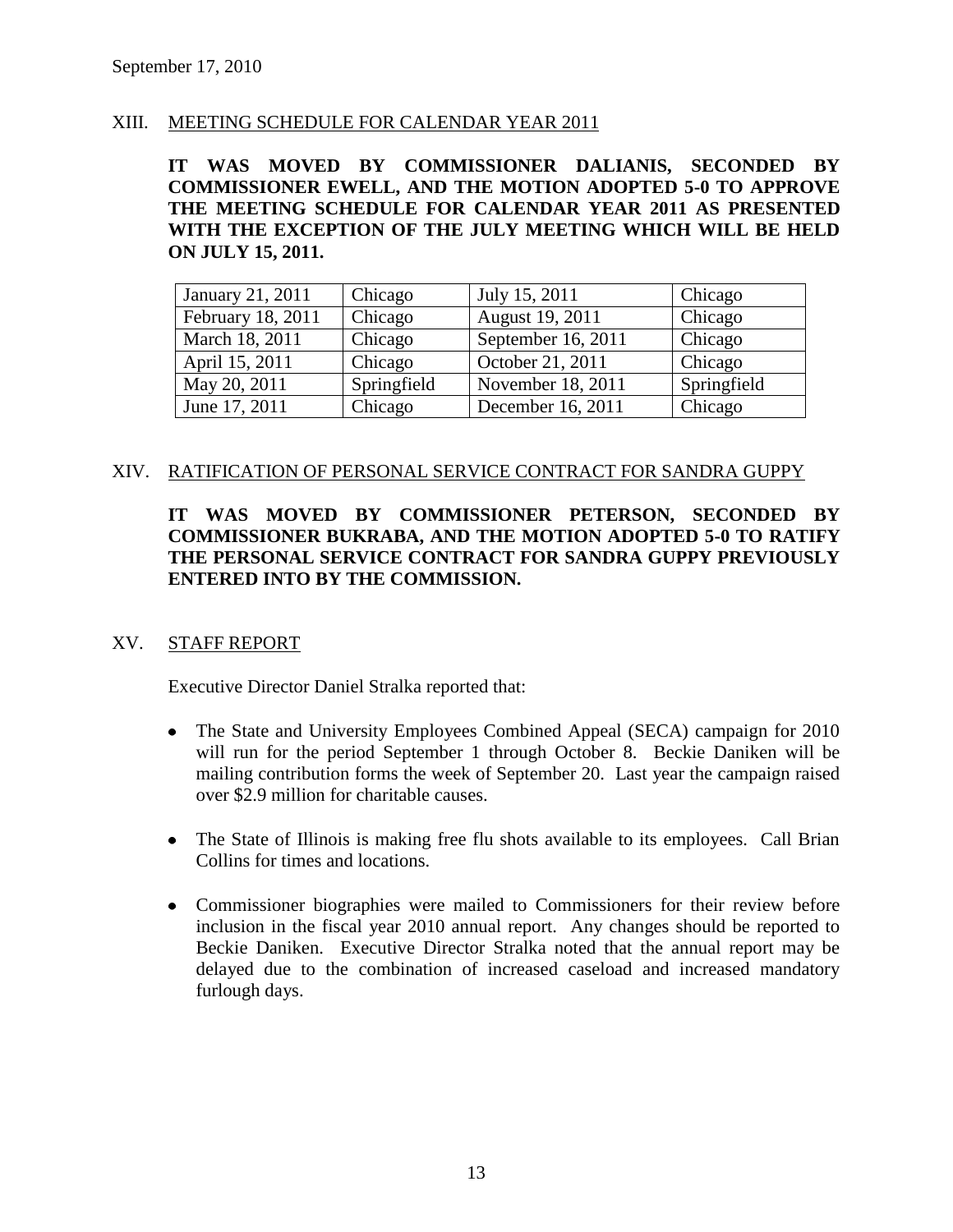## XIII. MEETING SCHEDULE FOR CALENDAR YEAR 2011

**IT WAS MOVED BY COMMISSIONER DALIANIS, SECONDED BY COMMISSIONER EWELL, AND THE MOTION ADOPTED 5-0 TO APPROVE THE MEETING SCHEDULE FOR CALENDAR YEAR 2011 AS PRESENTED WITH THE EXCEPTION OF THE JULY MEETING WHICH WILL BE HELD ON JULY 15, 2011.**

| | | | |
|---|---|---|---|
| January 21, 2011 | Chicago | July 15, 2011 | Chicago |
| February 18, 2011 | Chicago | August 19, 2011 | Chicago |
| March 18, 2011 | Chicago | September 16, 2011 | Chicago |
| April 15, 2011 | Chicago | October 21, 2011 | Chicago |
| May 20, 2011 | Springfield | November 18, 2011 | Springfield |
| June 17, 2011 | Chicago | December 16, 2011 | Chicago |

## XIV. RATIFICATION OF PERSONAL SERVICE CONTRACT FOR SANDRA GUPPY

**IT WAS MOVED BY COMMISSIONER PETERSON, SECONDED BY COMMISSIONER BUKRABA, AND THE MOTION ADOPTED 5-0 TO RATIFY THE PERSONAL SERVICE CONTRACT FOR SANDRA GUPPY PREVIOUSLY ENTERED INTO BY THE COMMISSION.**

## XV. STAFF REPORT

Executive Director Daniel Stralka reported that:

- The State and University Employees Combined Appeal (SECA) campaign for 2010 will run for the period September 1 through October 8. Beckie Daniken will be mailing contribution forms the week of September 20. Last year the campaign raised over $2.9 million for charitable causes.
- The State of Illinois is making free flu shots available to its employees. Call Brian Collins for times and locations.
- Commissioner biographies were mailed to Commissioners for their review before inclusion in the fiscal year 2010 annual report. Any changes should be reported to Beckie Daniken. Executive Director Stralka noted that the annual report may be delayed due to the combination of increased caseload and increased mandatory furlough days.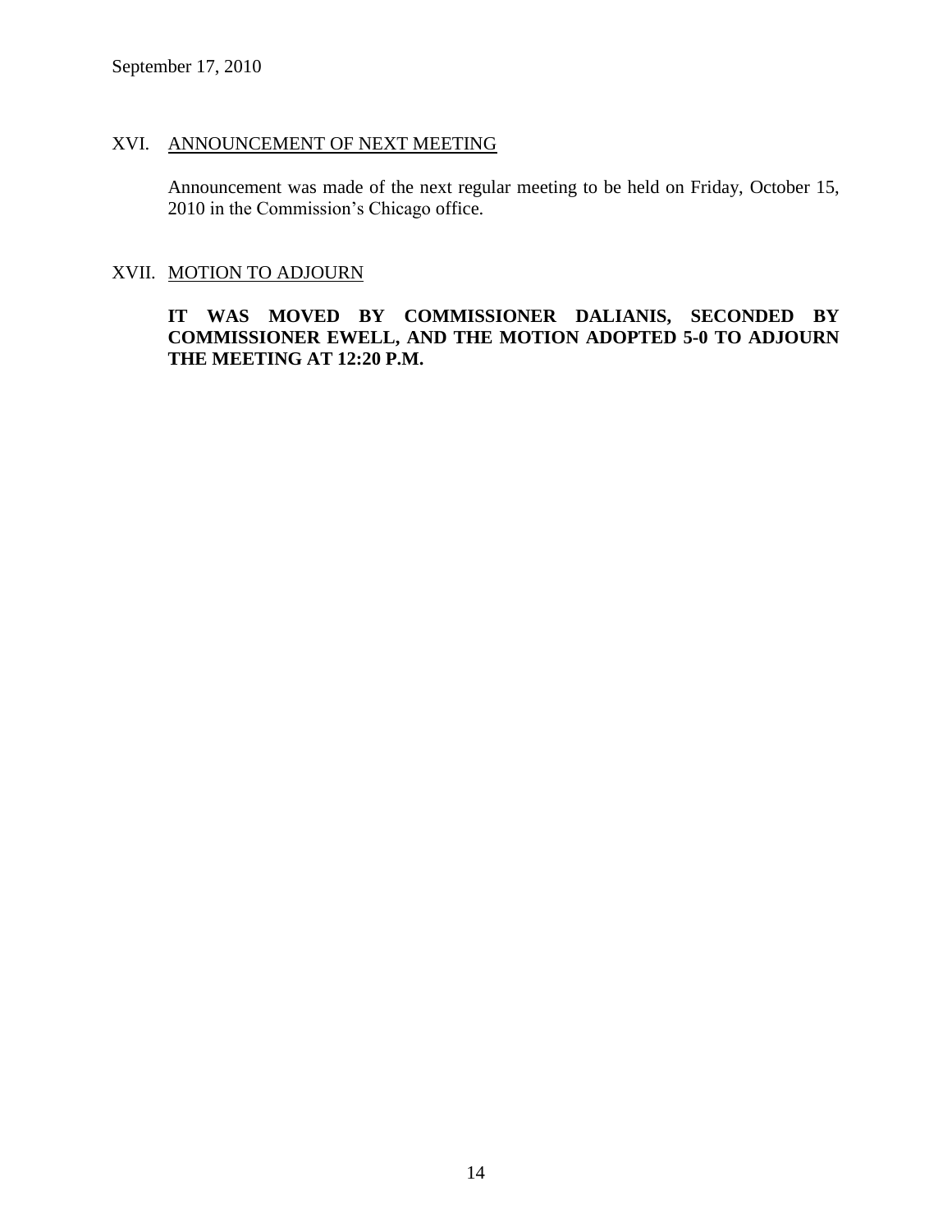## XVI. ANNOUNCEMENT OF NEXT MEETING

Announcement was made of the next regular meeting to be held on Friday, October 15, 2010 in the Commission's Chicago office.

## XVII. MOTION TO ADJOURN

**IT WAS MOVED BY COMMISSIONER DALIANIS, SECONDED BY COMMISSIONER EWELL, AND THE MOTION ADOPTED 5-0 TO ADJOURN THE MEETING AT 12:20 P.M.**